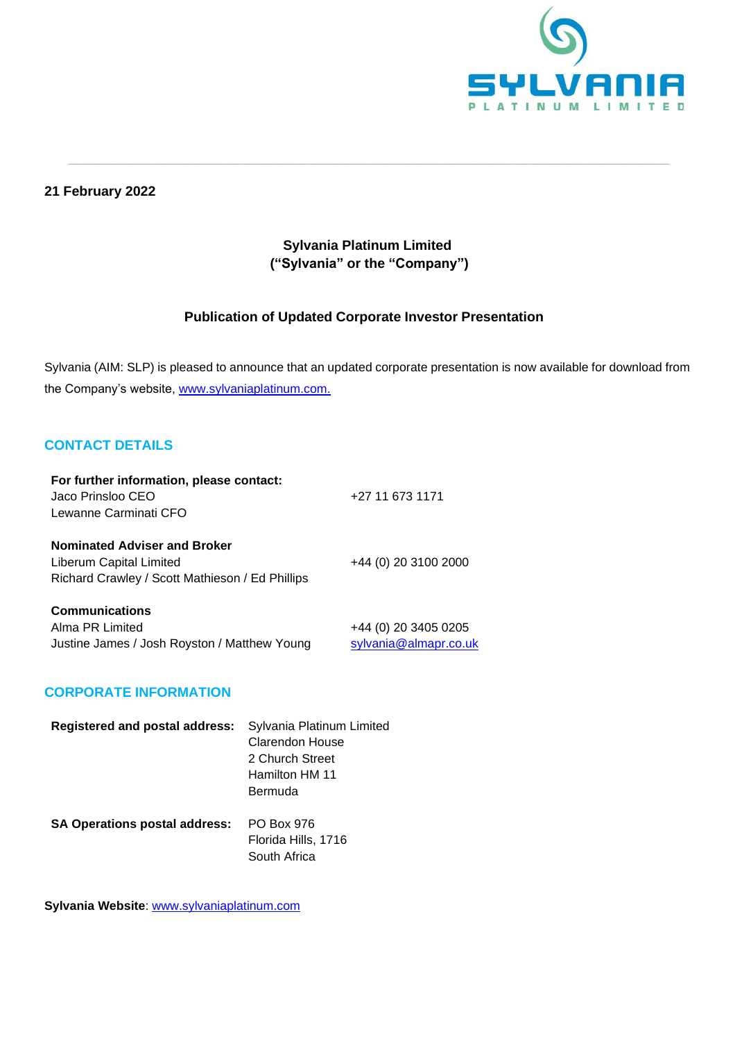**21 February 2022**

**Sylvania Platinum Limited**
**("Sylvania" or the "Company")**

**Publication of Updated Corporate Investor Presentation**

Sylvania (AIM: SLP) is pleased to announce that an updated corporate presentation is now available for download from the Company's website, www.sylvaniaplatinum.com.

## CONTACT DETAILS

| | |
|---|---|
| **For further information, please contact:** | |
| Jaco Prinsloo CEO | +27 11 673 1171 |
| Lewanne Carminati CFO | |
| **Nominated Adviser and Broker** | |
| Liberum Capital Limited | +44 (0) 20 3100 2000 |
| Richard Crawley / Scott Mathieson / Ed Phillips | |
| **Communications** | |
| Alma PR Limited | +44 (0) 20 3405 0205 |
| Justine James / Josh Royston / Matthew Young | sylvania@almapr.co.uk |

## CORPORATE INFORMATION

**Registered and postal address:** Sylvania Platinum Limited
Clarendon House
2 Church Street
Hamilton HM 11
Bermuda

**SA Operations postal address:** PO Box 976
Florida Hills, 1716
South Africa

**Sylvania Website**: www.sylvaniaplatinum.com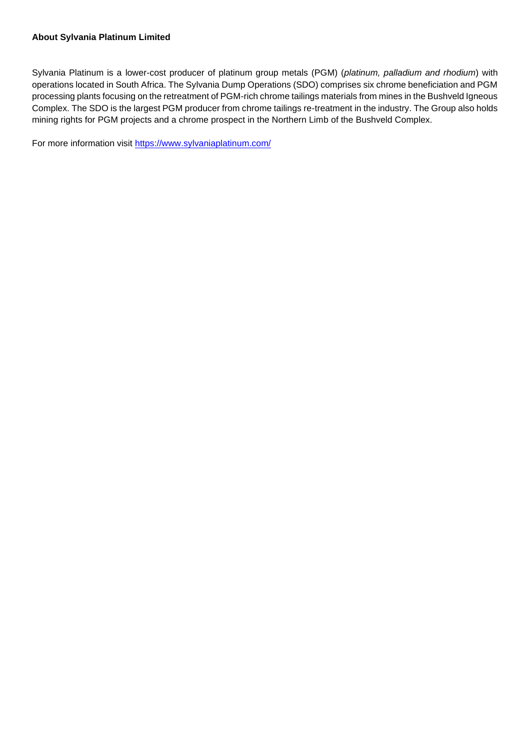**About Sylvania Platinum Limited**

Sylvania Platinum is a lower-cost producer of platinum group metals (PGM) (*platinum, palladium and rhodium*) with operations located in South Africa. The Sylvania Dump Operations (SDO) comprises six chrome beneficiation and PGM processing plants focusing on the retreatment of PGM-rich chrome tailings materials from mines in the Bushveld Igneous Complex. The SDO is the largest PGM producer from chrome tailings re-treatment in the industry. The Group also holds mining rights for PGM projects and a chrome prospect in the Northern Limb of the Bushveld Complex.

For more information visit https://www.sylvaniaplatinum.com/